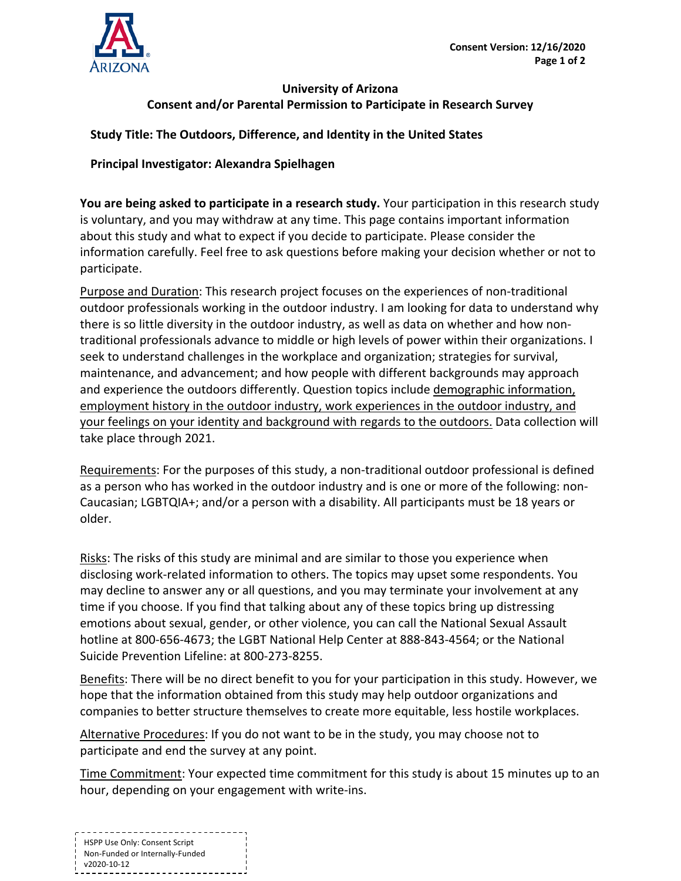Consent Version: 12/16/2020

# University of Arizona
## Consent and/or Parental Permission to Participate in Research Survey

**Study Title: The Outdoors, Difference, and Identity in the United States**

**Principal Investigator: Alexandra Spielhagen**

**You are being asked to participate in a research study.** Your participation in this research study is voluntary, and you may withdraw at any time. This page contains important information about this study and what to expect if you decide to participate. Please consider the information carefully. Feel free to ask questions before making your decision whether or not to participate.

Purpose and Duration: This research project focuses on the experiences of non-traditional outdoor professionals working in the outdoor industry. I am looking for data to understand why there is so little diversity in the outdoor industry, as well as data on whether and how non-traditional professionals advance to middle or high levels of power within their organizations. I seek to understand challenges in the workplace and organization; strategies for survival, maintenance, and advancement; and how people with different backgrounds may approach and experience the outdoors differently. Question topics include demographic information, employment history in the outdoor industry, work experiences in the outdoor industry, and your feelings on your identity and background with regards to the outdoors. Data collection will take place through 2021.

Requirements: For the purposes of this study, a non-traditional outdoor professional is defined as a person who has worked in the outdoor industry and is one or more of the following: non-Caucasian; LGBTQIA+; and/or a person with a disability. All participants must be 18 years or older.

Risks: The risks of this study are minimal and are similar to those you experience when disclosing work-related information to others. The topics may upset some respondents. You may decline to answer any or all questions, and you may terminate your involvement at any time if you choose. If you find that talking about any of these topics bring up distressing emotions about sexual, gender, or other violence, you can call the National Sexual Assault hotline at 800-656-4673; the LGBT National Help Center at 888-843-4564; or the National Suicide Prevention Lifeline: at 800-273-8255.

Benefits: There will be no direct benefit to you for your participation in this study. However, we hope that the information obtained from this study may help outdoor organizations and companies to better structure themselves to create more equitable, less hostile workplaces.

Alternative Procedures: If you do not want to be in the study, you may choose not to participate and end the survey at any point.

Time Commitment: Your expected time commitment for this study is about 15 minutes up to an hour, depending on your engagement with write-ins.

HSPP Use Only: Consent Script
Non-Funded or Internally-Funded
v2020-10-12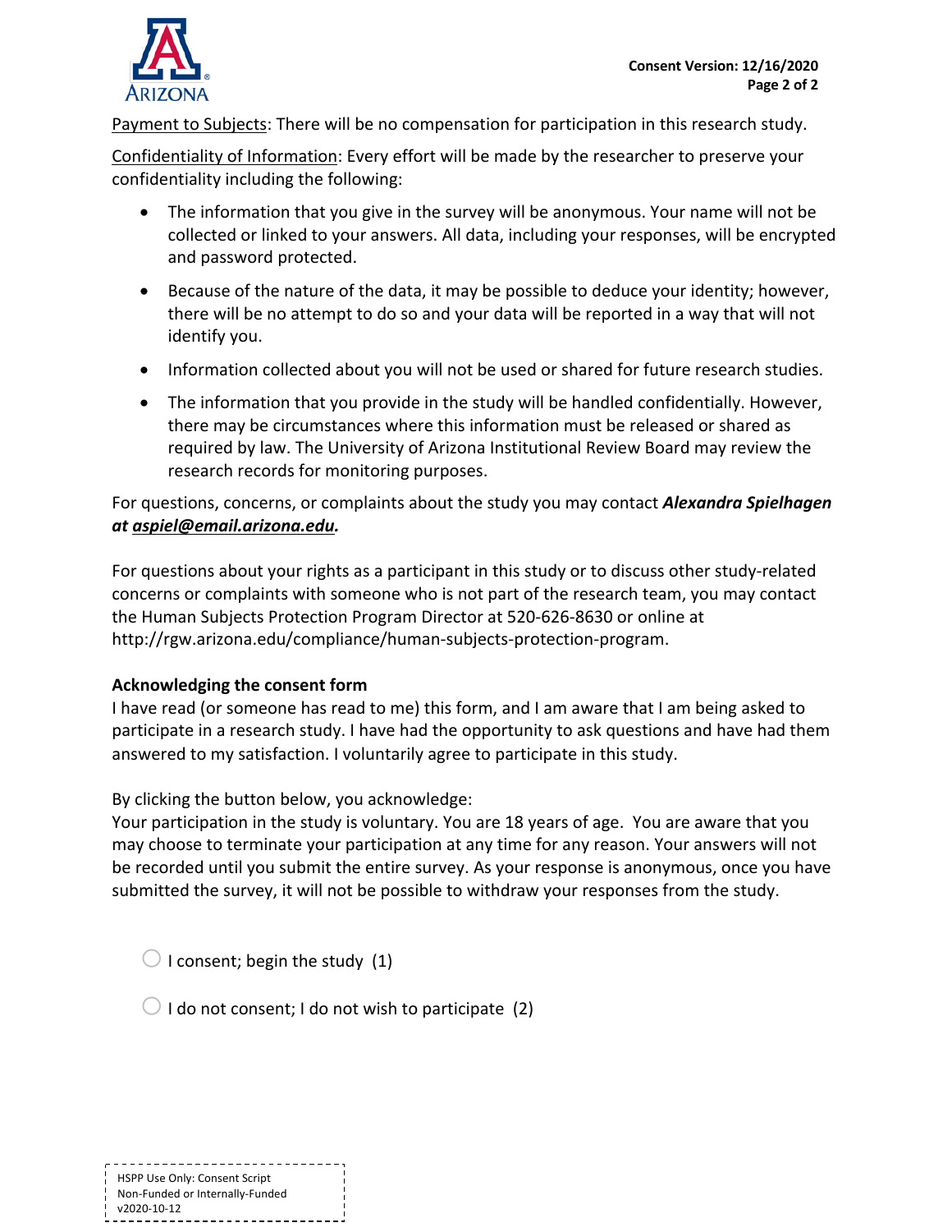Payment to Subjects: There will be no compensation for participation in this research study.

Confidentiality of Information: Every effort will be made by the researcher to preserve your confidentiality including the following:

- The information that you give in the survey will be anonymous. Your name will not be collected or linked to your answers. All data, including your responses, will be encrypted and password protected.
- Because of the nature of the data, it may be possible to deduce your identity; however, there will be no attempt to do so and your data will be reported in a way that will not identify you.
- Information collected about you will not be used or shared for future research studies.
- The information that you provide in the study will be handled confidentially. However, there may be circumstances where this information must be released or shared as required by law. The University of Arizona Institutional Review Board may review the research records for monitoring purposes.

For questions, concerns, or complaints about the study you may contact ***Alexandra Spielhagen at aspiel@email.arizona.edu.***

For questions about your rights as a participant in this study or to discuss other study-related concerns or complaints with someone who is not part of the research team, you may contact the Human Subjects Protection Program Director at 520-626-8630 or online at http://rgw.arizona.edu/compliance/human-subjects-protection-program.

**Acknowledging the consent form**

I have read (or someone has read to me) this form, and I am aware that I am being asked to participate in a research study. I have had the opportunity to ask questions and have had them answered to my satisfaction. I voluntarily agree to participate in this study.

By clicking the button below, you acknowledge:
Your participation in the study is voluntary. You are 18 years of age. You are aware that you may choose to terminate your participation at any time for any reason. Your answers will not be recorded until you submit the entire survey. As your response is anonymous, once you have submitted the survey, it will not be possible to withdraw your responses from the study.

○ I consent; begin the study (1)

○ I do not consent; I do not wish to participate (2)

HSPP Use Only: Consent Script
Non-Funded or Internally-Funded
v2020-10-12